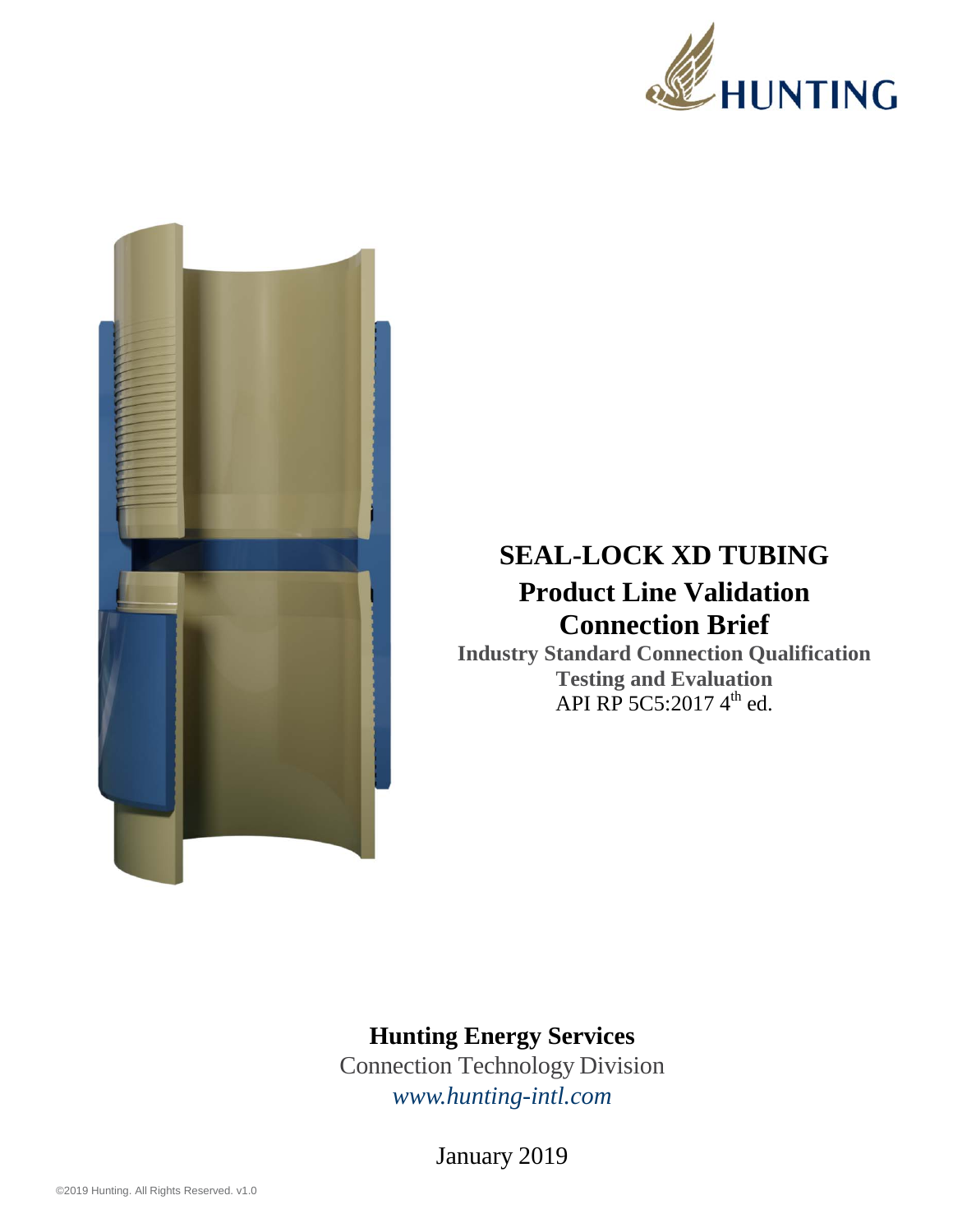# SEAL-LOCK XD TUBING

## Product Line Validation

## Connection Brief

**Industry Standard Connection Qualification**

**Testing and Evaluation**

API RP 5C5:2017 4th ed.

**Hunting Energy Services**

Connection Technology Division

*www.hunting-intl.com*

January 2019

©2019 Hunting. All Rights Reserved. v1.0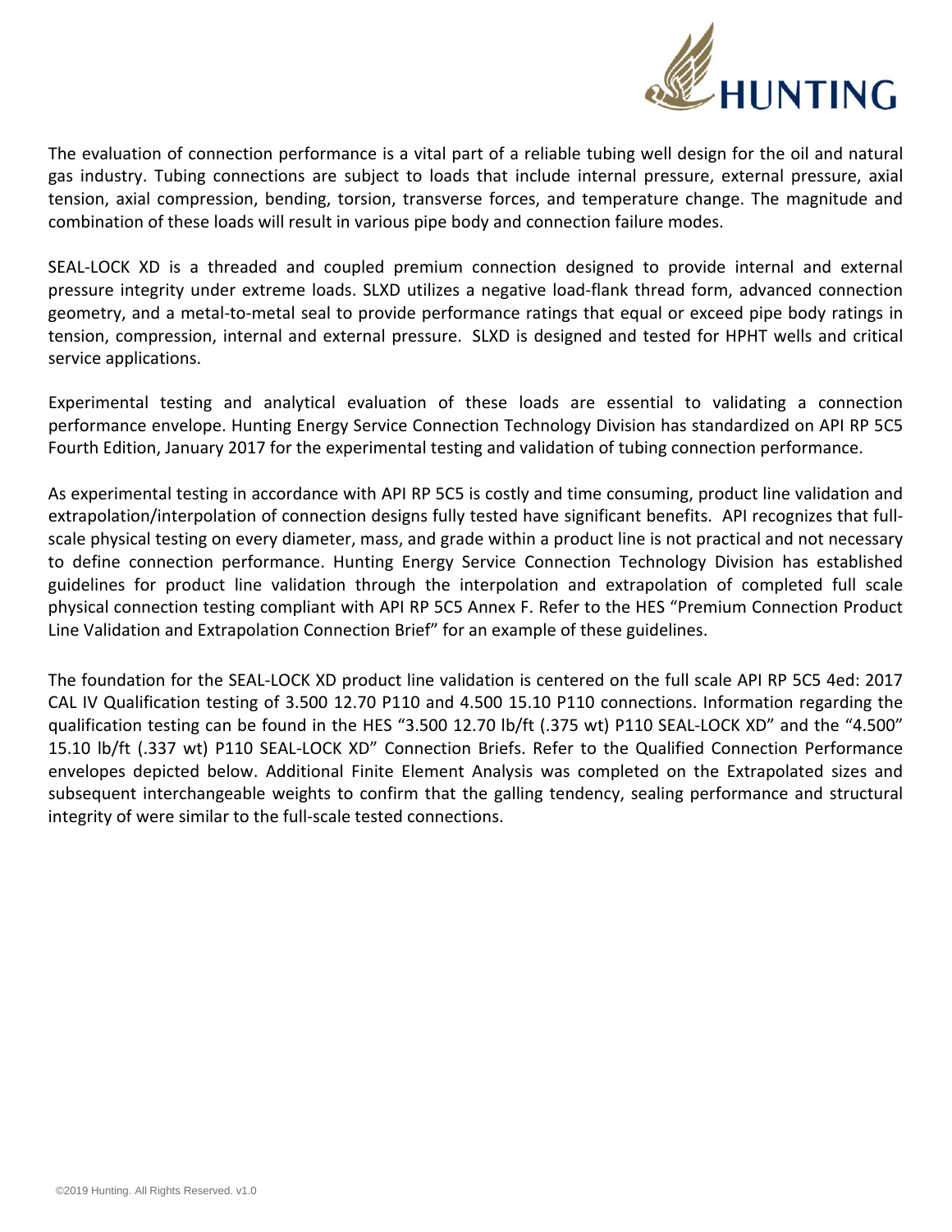The evaluation of connection performance is a vital part of a reliable tubing well design for the oil and natural gas industry. Tubing connections are subject to loads that include internal pressure, external pressure, axial tension, axial compression, bending, torsion, transverse forces, and temperature change. The magnitude and combination of these loads will result in various pipe body and connection failure modes.

SEAL-LOCK XD is a threaded and coupled premium connection designed to provide internal and external pressure integrity under extreme loads. SLXD utilizes a negative load-flank thread form, advanced connection geometry, and a metal-to-metal seal to provide performance ratings that equal or exceed pipe body ratings in tension, compression, internal and external pressure. SLXD is designed and tested for HPHT wells and critical service applications.

Experimental testing and analytical evaluation of these loads are essential to validating a connection performance envelope. Hunting Energy Service Connection Technology Division has standardized on API RP 5C5 Fourth Edition, January 2017 for the experimental testing and validation of tubing connection performance.

As experimental testing in accordance with API RP 5C5 is costly and time consuming, product line validation and extrapolation/interpolation of connection designs fully tested have significant benefits. API recognizes that full-scale physical testing on every diameter, mass, and grade within a product line is not practical and not necessary to define connection performance. Hunting Energy Service Connection Technology Division has established guidelines for product line validation through the interpolation and extrapolation of completed full scale physical connection testing compliant with API RP 5C5 Annex F. Refer to the HES "Premium Connection Product Line Validation and Extrapolation Connection Brief" for an example of these guidelines.

The foundation for the SEAL-LOCK XD product line validation is centered on the full scale API RP 5C5 4ed: 2017 CAL IV Qualification testing of 3.500 12.70 P110 and 4.500 15.10 P110 connections. Information regarding the qualification testing can be found in the HES "3.500 12.70 lb/ft (.375 wt) P110 SEAL-LOCK XD" and the "4.500" 15.10 lb/ft (.337 wt) P110 SEAL-LOCK XD" Connection Briefs. Refer to the Qualified Connection Performance envelopes depicted below. Additional Finite Element Analysis was completed on the Extrapolated sizes and subsequent interchangeable weights to confirm that the galling tendency, sealing performance and structural integrity of were similar to the full-scale tested connections.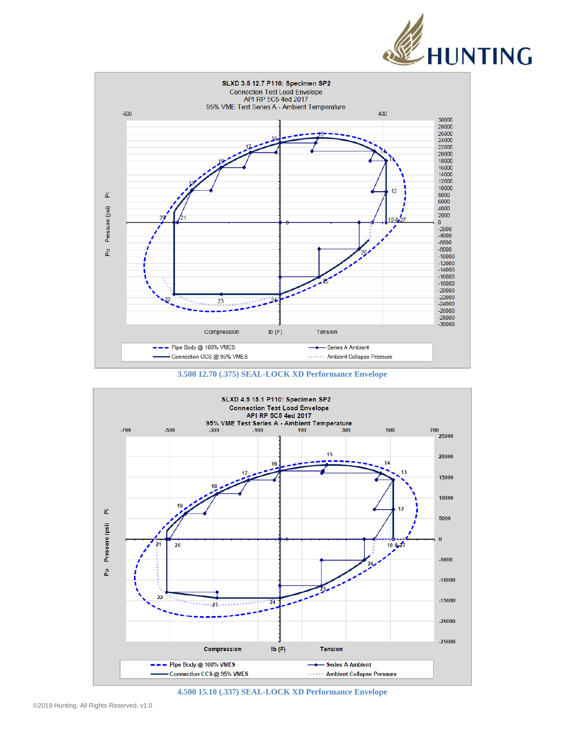SLXD 3.5 12.7 P110: Specimen SP2
Connection Test Load Envelope
API RP 5C5 4ed 2017
95% VME Test Series A - Ambient Temperature

Pipe Body @ 100% VMES — Series A Ambient — Connection CCS @ 95% VMES — Ambient Collapse Pressure

3.500 12.70 (.375) SEAL-LOCK XD Performance Envelope

SLXD 4.5 15.1 P110: Specimen SP2
Connection Test Load Envelope
API RP 5C5 4ed 2017
95% VME Test Series A - Ambient Temperature

Pipe Body @ 100% VMES — Series A Ambient — Connection CCS @ 95% VMES — Ambient Collapse Pressure

4.500 15.10 (.337) SEAL-LOCK XD Performance Envelope

©2019 Hunting. All Rights Reserved. v1.0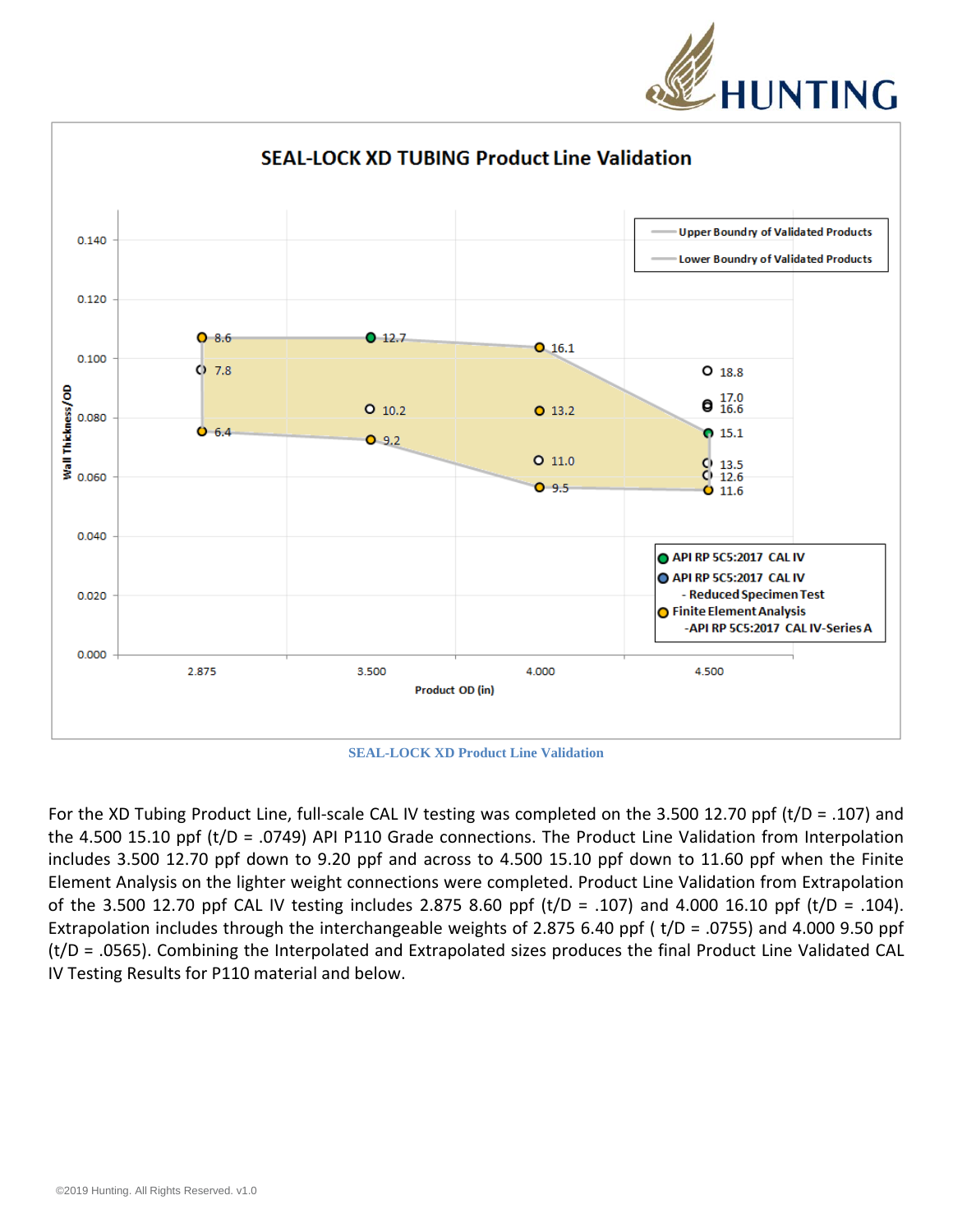SEAL-LOCK XD TUBING Product Line Validation

Upper Boundry of Validated Products
Lower Boundry of Validated Products

0.140
0.120
0.100
0.080
0.060
0.040
0.020
0.000

Wall Thickness/OD

8.6
7.8
6.4
12.7
10.2
9.2
16.1
13.2
11.0
9.5
18.8
17.0
16.6
15.1
13.5
12.6
11.6

API RP 5C5:2017 CAL IV
API RP 5C5:2017 CAL IV - Reduced Specimen Test
Finite Element Analysis -API RP 5C5:2017 CAL IV-Series A

2.875
3.500
4.000
4.500

Product OD (in)

SEAL-LOCK XD Product Line Validation

For the XD Tubing Product Line, full-scale CAL IV testing was completed on the 3.500 12.70 ppf (t/D = .107) and the 4.500 15.10 ppf (t/D = .0749) API P110 Grade connections. The Product Line Validation from Interpolation includes 3.500 12.70 ppf down to 9.20 ppf and across to 4.500 15.10 ppf down to 11.60 ppf when the Finite Element Analysis on the lighter weight connections were completed. Product Line Validation from Extrapolation of the 3.500 12.70 ppf CAL IV testing includes 2.875 8.60 ppf (t/D = .107) and 4.000 16.10 ppf (t/D = .104). Extrapolation includes through the interchangeable weights of 2.875 6.40 ppf ( t/D = .0755) and 4.000 9.50 ppf (t/D = .0565). Combining the Interpolated and Extrapolated sizes produces the final Product Line Validated CAL IV Testing Results for P110 material and below.

©2019 Hunting. All Rights Reserved. v1.0